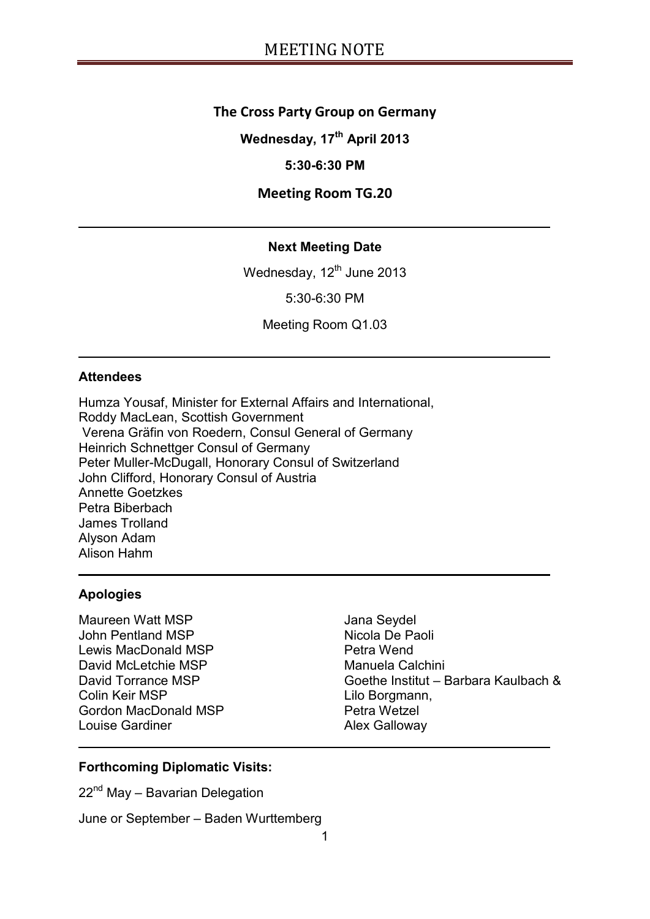# MEETING NOTE

**The Cross Party Group on Germany**

**Wednesday, 17th April 2013**

**5:30-6:30 PM**

**Meeting Room TG.20**

---

**Next Meeting Date**

Wednesday, 12th June 2013

5:30-6:30 PM

Meeting Room Q1.03

---

**Attendees**

Humza Yousaf, Minister for External Affairs and International,
Roddy MacLean, Scottish Government
Verena Gräfin von Roedern, Consul General of Germany
Heinrich Schnettger Consul of Germany
Peter Muller-McDugall, Honorary Consul of Switzerland
John Clifford, Honorary Consul of Austria
Annette Goetzkes
Petra Biberbach
James Trolland
Alyson Adam
Alison Hahm

---

**Apologies**

Maureen Watt MSP
John Pentland MSP
Lewis MacDonald MSP
David McLetchie MSP
David Torrance MSP
Colin Keir MSP
Gordon MacDonald MSP
Louise Gardiner
Jana Seydel
Nicola De Paoli
Petra Wend
Manuela Calchini
Goethe Institut – Barbara Kaulbach & Lilo Borgmann,
Petra Wetzel
Alex Galloway

---

**Forthcoming Diplomatic Visits:**

22nd May – Bavarian Delegation

June or September – Baden Wurttemberg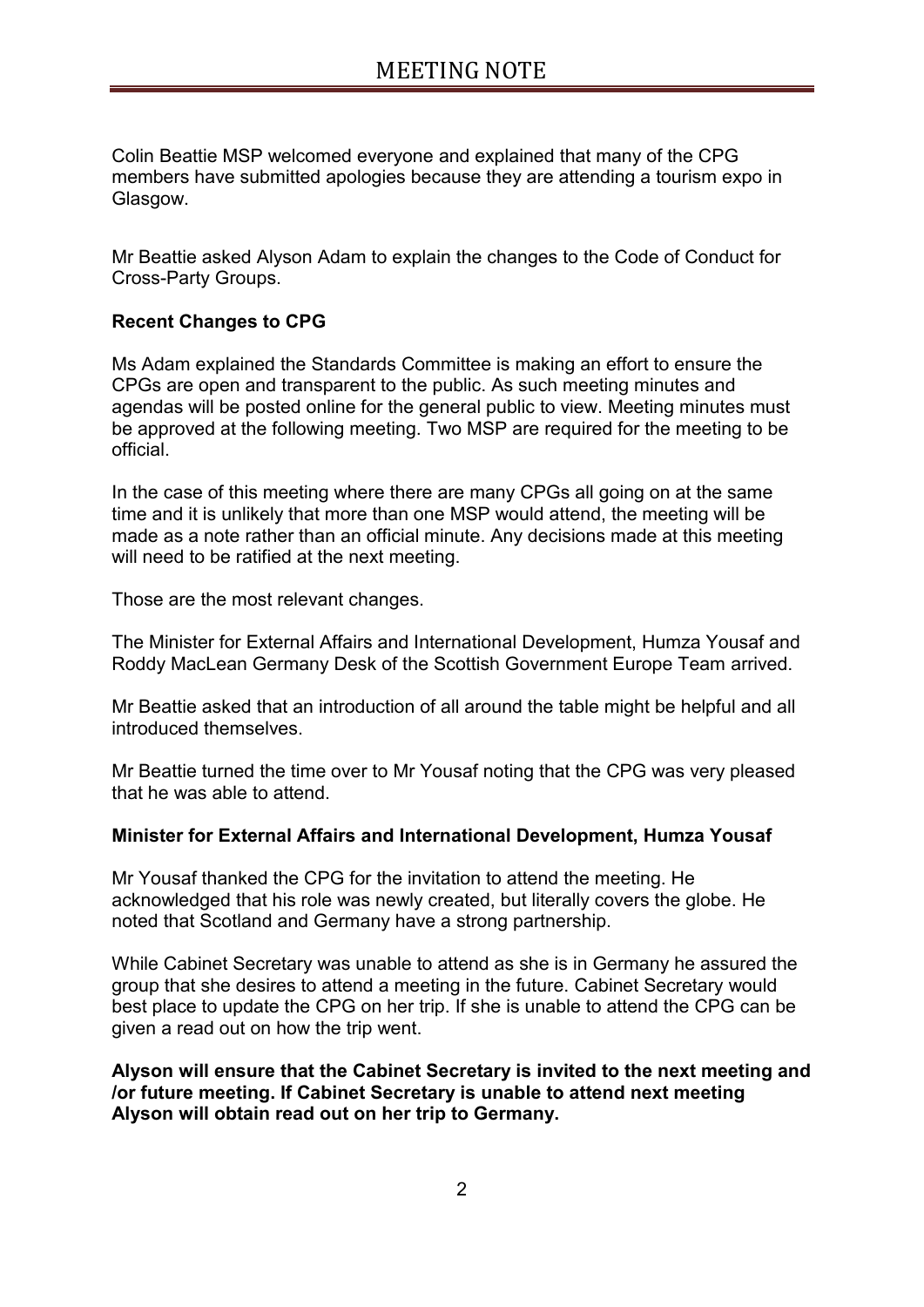# MEETING NOTE

Colin Beattie MSP welcomed everyone and explained that many of the CPG members have submitted apologies because they are attending a tourism expo in Glasgow.

Mr Beattie asked Alyson Adam to explain the changes to the Code of Conduct for Cross-Party Groups.

**Recent Changes to CPG**

Ms Adam explained the Standards Committee is making an effort to ensure the CPGs are open and transparent to the public. As such meeting minutes and agendas will be posted online for the general public to view. Meeting minutes must be approved at the following meeting. Two MSP are required for the meeting to be official.

In the case of this meeting where there are many CPGs all going on at the same time and it is unlikely that more than one MSP would attend, the meeting will be made as a note rather than an official minute. Any decisions made at this meeting will need to be ratified at the next meeting.

Those are the most relevant changes.

The Minister for External Affairs and International Development, Humza Yousaf and Roddy MacLean Germany Desk of the Scottish Government Europe Team arrived.

Mr Beattie asked that an introduction of all around the table might be helpful and all introduced themselves.

Mr Beattie turned the time over to Mr Yousaf noting that the CPG was very pleased that he was able to attend.

**Minister for External Affairs and International Development, Humza Yousaf**

Mr Yousaf thanked the CPG for the invitation to attend the meeting. He acknowledged that his role was newly created, but literally covers the globe. He noted that Scotland and Germany have a strong partnership.

While Cabinet Secretary was unable to attend as she is in Germany he assured the group that she desires to attend a meeting in the future. Cabinet Secretary would best place to update the CPG on her trip. If she is unable to attend the CPG can be given a read out on how the trip went.

**Alyson will ensure that the Cabinet Secretary is invited to the next meeting and /or future meeting. If Cabinet Secretary is unable to attend next meeting Alyson will obtain read out on her trip to Germany.**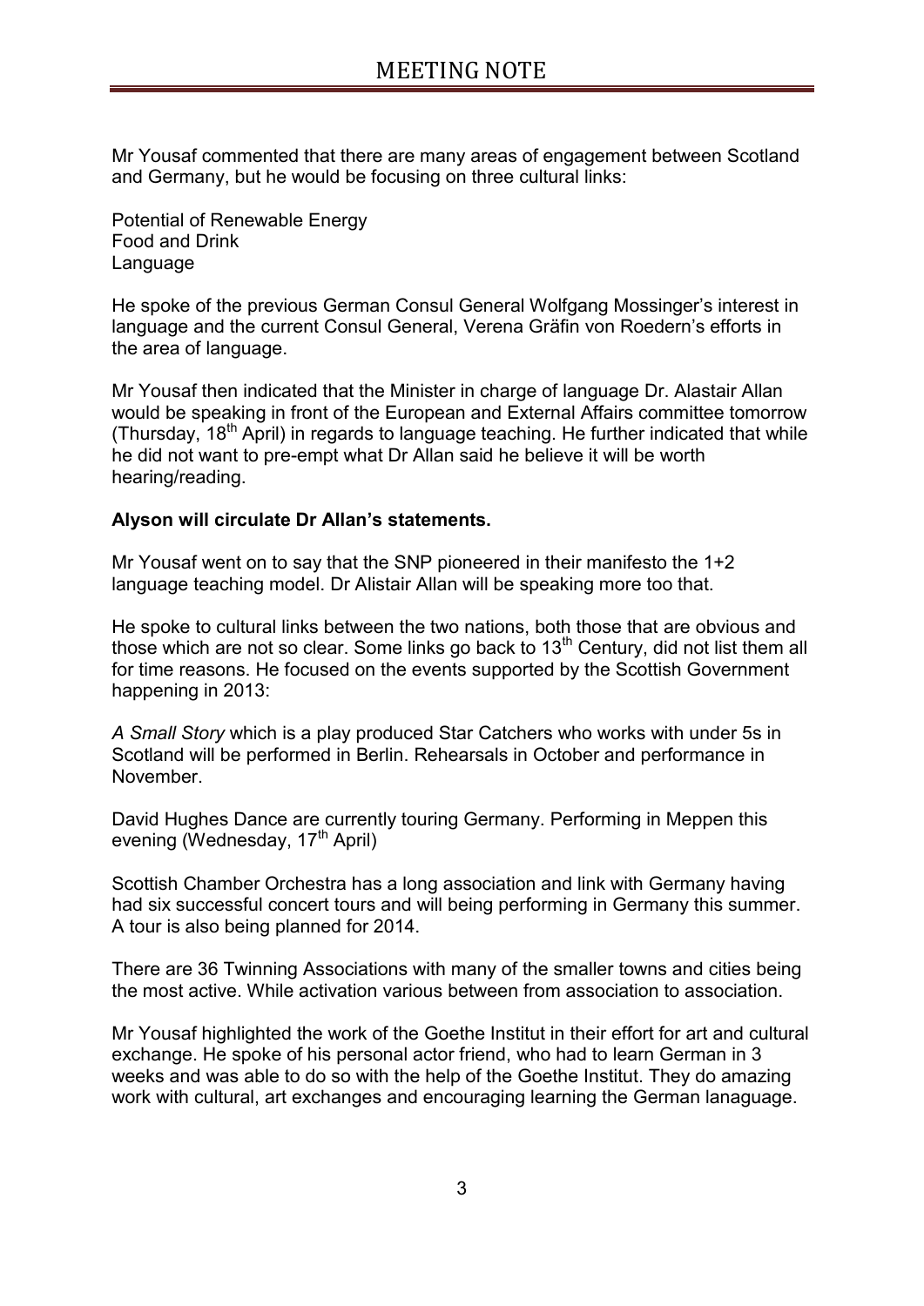# MEETING NOTE

Mr Yousaf commented that there are many areas of engagement between Scotland and Germany, but he would be focusing on three cultural links:

Potential of Renewable Energy
Food and Drink
Language

He spoke of the previous German Consul General Wolfgang Mossinger's interest in language and the current Consul General, Verena Gräfin von Roedern's efforts in the area of language.

Mr Yousaf then indicated that the Minister in charge of language Dr. Alastair Allan would be speaking in front of the European and External Affairs committee tomorrow (Thursday, 18th April) in regards to language teaching. He further indicated that while he did not want to pre-empt what Dr Allan said he believe it will be worth hearing/reading.

**Alyson will circulate Dr Allan's statements.**

Mr Yousaf went on to say that the SNP pioneered in their manifesto the 1+2 language teaching model. Dr Alistair Allan will be speaking more too that.

He spoke to cultural links between the two nations, both those that are obvious and those which are not so clear. Some links go back to 13th Century, did not list them all for time reasons. He focused on the events supported by the Scottish Government happening in 2013:

*A Small Story* which is a play produced Star Catchers who works with under 5s in Scotland will be performed in Berlin. Rehearsals in October and performance in November.

David Hughes Dance are currently touring Germany. Performing in Meppen this evening (Wednesday, 17th April)

Scottish Chamber Orchestra has a long association and link with Germany having had six successful concert tours and will being performing in Germany this summer. A tour is also being planned for 2014.

There are 36 Twinning Associations with many of the smaller towns and cities being the most active. While activation various between from association to association.

Mr Yousaf highlighted the work of the Goethe Institut in their effort for art and cultural exchange. He spoke of his personal actor friend, who had to learn German in 3 weeks and was able to do so with the help of the Goethe Institut. They do amazing work with cultural, art exchanges and encouraging learning the German lanaguage.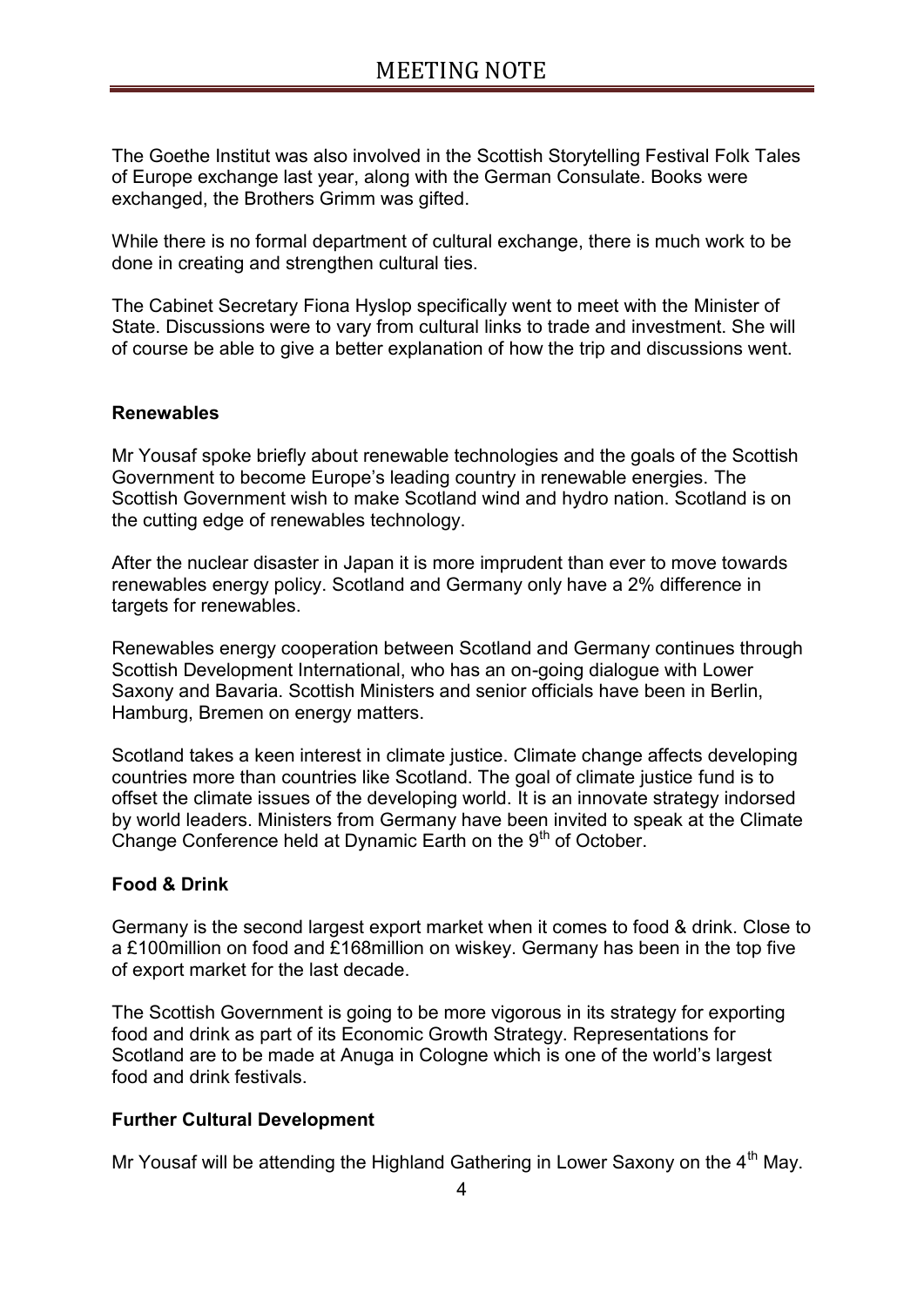The Goethe Institut was also involved in the Scottish Storytelling Festival Folk Tales of Europe exchange last year, along with the German Consulate. Books were exchanged, the Brothers Grimm was gifted.

While there is no formal department of cultural exchange, there is much work to be done in creating and strengthen cultural ties.

The Cabinet Secretary Fiona Hyslop specifically went to meet with the Minister of State. Discussions were to vary from cultural links to trade and investment. She will of course be able to give a better explanation of how the trip and discussions went.

**Renewables**

Mr Yousaf spoke briefly about renewable technologies and the goals of the Scottish Government to become Europe's leading country in renewable energies. The Scottish Government wish to make Scotland wind and hydro nation. Scotland is on the cutting edge of renewables technology.

After the nuclear disaster in Japan it is more imprudent than ever to move towards renewables energy policy. Scotland and Germany only have a 2% difference in targets for renewables.

Renewables energy cooperation between Scotland and Germany continues through Scottish Development International, who has an on-going dialogue with Lower Saxony and Bavaria. Scottish Ministers and senior officials have been in Berlin, Hamburg, Bremen on energy matters.

Scotland takes a keen interest in climate justice. Climate change affects developing countries more than countries like Scotland. The goal of climate justice fund is to offset the climate issues of the developing world. It is an innovate strategy indorsed by world leaders. Ministers from Germany have been invited to speak at the Climate Change Conference held at Dynamic Earth on the 9th of October.

**Food & Drink**

Germany is the second largest export market when it comes to food & drink. Close to a £100million on food and £168million on wiskey. Germany has been in the top five of export market for the last decade.

The Scottish Government is going to be more vigorous in its strategy for exporting food and drink as part of its Economic Growth Strategy. Representations for Scotland are to be made at Anuga in Cologne which is one of the world's largest food and drink festivals.

**Further Cultural Development**

Mr Yousaf will be attending the Highland Gathering in Lower Saxony on the 4th May.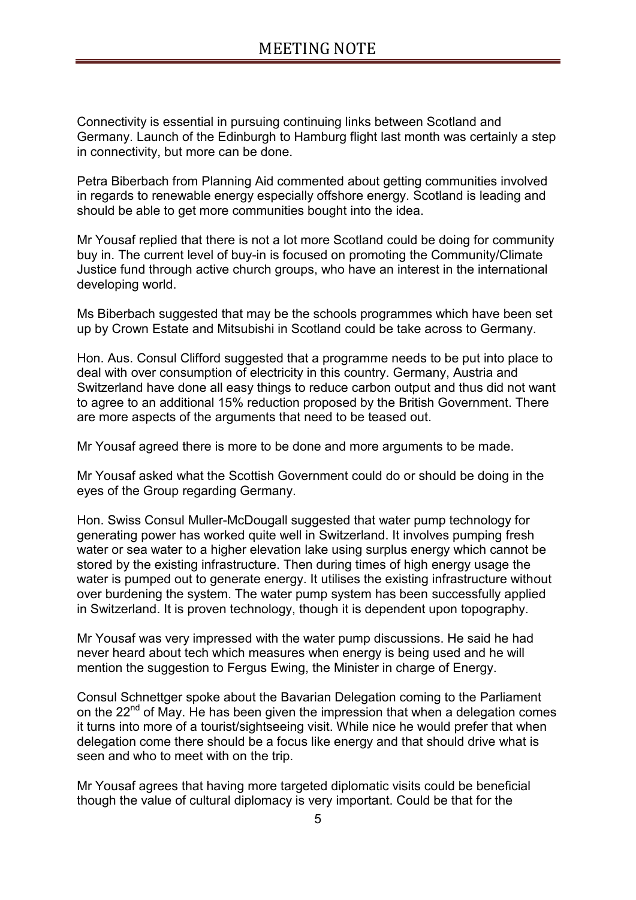Connectivity is essential in pursuing continuing links between Scotland and Germany. Launch of the Edinburgh to Hamburg flight last month was certainly a step in connectivity, but more can be done.

Petra Biberbach from Planning Aid commented about getting communities involved in regards to renewable energy especially offshore energy. Scotland is leading and should be able to get more communities bought into the idea.

Mr Yousaf replied that there is not a lot more Scotland could be doing for community buy in. The current level of buy-in is focused on promoting the Community/Climate Justice fund through active church groups, who have an interest in the international developing world.

Ms Biberbach suggested that may be the schools programmes which have been set up by Crown Estate and Mitsubishi in Scotland could be take across to Germany.

Hon. Aus. Consul Clifford suggested that a programme needs to be put into place to deal with over consumption of electricity in this country. Germany, Austria and Switzerland have done all easy things to reduce carbon output and thus did not want to agree to an additional 15% reduction proposed by the British Government. There are more aspects of the arguments that need to be teased out.

Mr Yousaf agreed there is more to be done and more arguments to be made.

Mr Yousaf asked what the Scottish Government could do or should be doing in the eyes of the Group regarding Germany.

Hon. Swiss Consul Muller-McDougall suggested that water pump technology for generating power has worked quite well in Switzerland. It involves pumping fresh water or sea water to a higher elevation lake using surplus energy which cannot be stored by the existing infrastructure. Then during times of high energy usage the water is pumped out to generate energy. It utilises the existing infrastructure without over burdening the system. The water pump system has been successfully applied in Switzerland. It is proven technology, though it is dependent upon topography.

Mr Yousaf was very impressed with the water pump discussions. He said he had never heard about tech which measures when energy is being used and he will mention the suggestion to Fergus Ewing, the Minister in charge of Energy.

Consul Schnettger spoke about the Bavarian Delegation coming to the Parliament on the 22nd of May. He has been given the impression that when a delegation comes it turns into more of a tourist/sightseeing visit. While nice he would prefer that when delegation come there should be a focus like energy and that should drive what is seen and who to meet with on the trip.

Mr Yousaf agrees that having more targeted diplomatic visits could be beneficial though the value of cultural diplomacy is very important. Could be that for the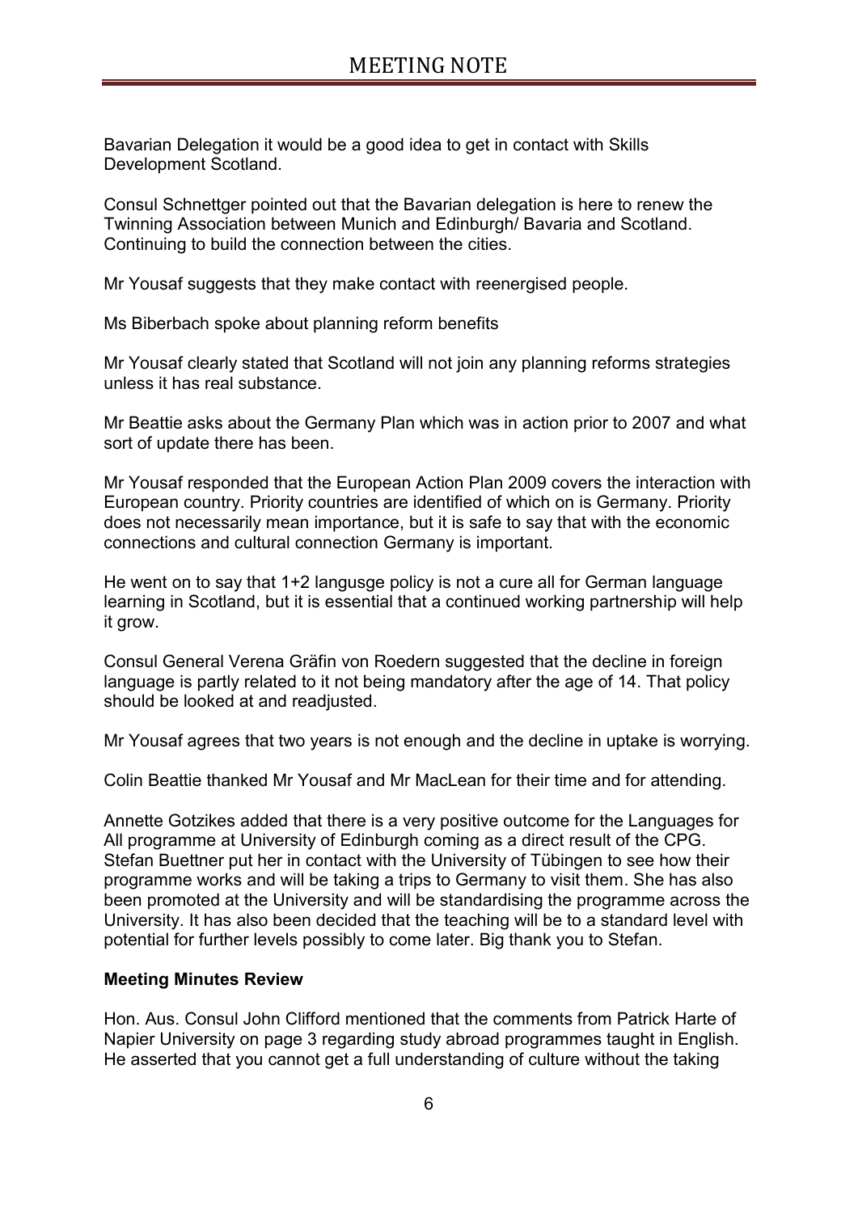Bavarian Delegation it would be a good idea to get in contact with Skills Development Scotland.

Consul Schnettger pointed out that the Bavarian delegation is here to renew the Twinning Association between Munich and Edinburgh/ Bavaria and Scotland. Continuing to build the connection between the cities.

Mr Yousaf suggests that they make contact with reenergised people.

Ms Biberbach spoke about planning reform benefits

Mr Yousaf clearly stated that Scotland will not join any planning reforms strategies unless it has real substance.

Mr Beattie asks about the Germany Plan which was in action prior to 2007 and what sort of update there has been.

Mr Yousaf responded that the European Action Plan 2009 covers the interaction with European country. Priority countries are identified of which on is Germany. Priority does not necessarily mean importance, but it is safe to say that with the economic connections and cultural connection Germany is important.

He went on to say that 1+2 langusge policy is not a cure all for German language learning in Scotland, but it is essential that a continued working partnership will help it grow.

Consul General Verena Gräfin von Roedern suggested that the decline in foreign language is partly related to it not being mandatory after the age of 14. That policy should be looked at and readjusted.

Mr Yousaf agrees that two years is not enough and the decline in uptake is worrying.

Colin Beattie thanked Mr Yousaf and Mr MacLean for their time and for attending.

Annette Gotzikes added that there is a very positive outcome for the Languages for All programme at University of Edinburgh coming as a direct result of the CPG. Stefan Buettner put her in contact with the University of Tübingen to see how their programme works and will be taking a trips to Germany to visit them. She has also been promoted at the University and will be standardising the programme across the University. It has also been decided that the teaching will be to a standard level with potential for further levels possibly to come later. Big thank you to Stefan.

**Meeting Minutes Review**

Hon. Aus. Consul John Clifford mentioned that the comments from Patrick Harte of Napier University on page 3 regarding study abroad programmes taught in English. He asserted that you cannot get a full understanding of culture without the taking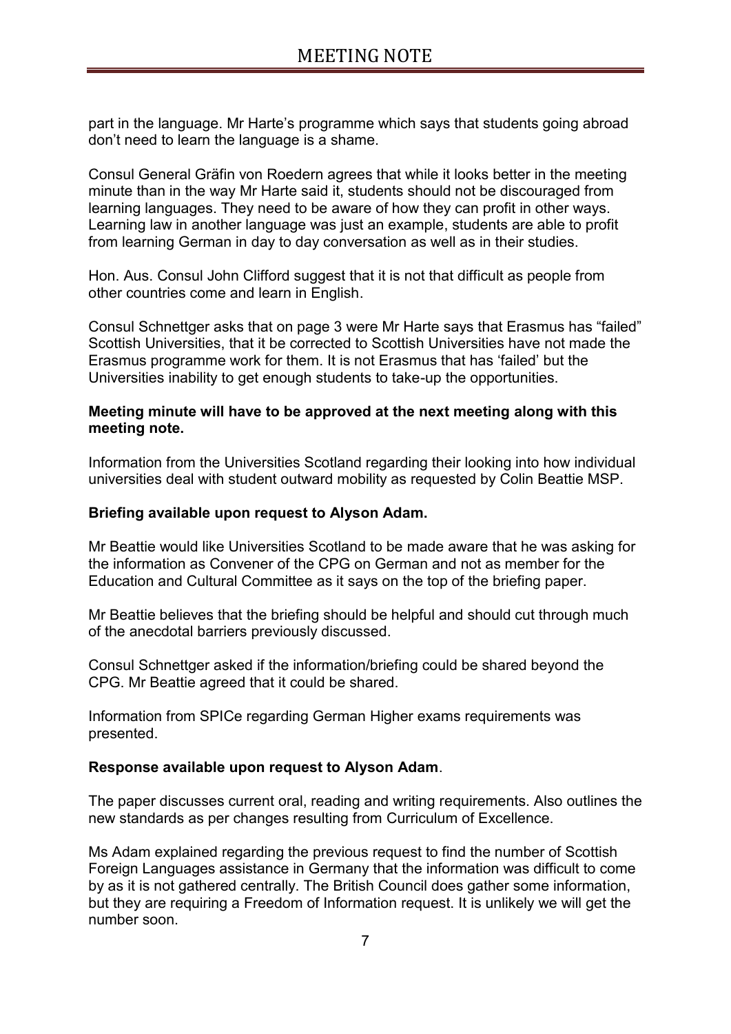part in the language. Mr Harte's programme which says that students going abroad don't need to learn the language is a shame.

Consul General Gräfin von Roedern agrees that while it looks better in the meeting minute than in the way Mr Harte said it, students should not be discouraged from learning languages. They need to be aware of how they can profit in other ways. Learning law in another language was just an example, students are able to profit from learning German in day to day conversation as well as in their studies.

Hon. Aus. Consul John Clifford suggest that it is not that difficult as people from other countries come and learn in English.

Consul Schnettger asks that on page 3 were Mr Harte says that Erasmus has "failed" Scottish Universities, that it be corrected to Scottish Universities have not made the Erasmus programme work for them. It is not Erasmus that has 'failed' but the Universities inability to get enough students to take-up the opportunities.

**Meeting minute will have to be approved at the next meeting along with this meeting note.**

Information from the Universities Scotland regarding their looking into how individual universities deal with student outward mobility as requested by Colin Beattie MSP.

**Briefing available upon request to Alyson Adam.**

Mr Beattie would like Universities Scotland to be made aware that he was asking for the information as Convener of the CPG on German and not as member for the Education and Cultural Committee as it says on the top of the briefing paper.

Mr Beattie believes that the briefing should be helpful and should cut through much of the anecdotal barriers previously discussed.

Consul Schnettger asked if the information/briefing could be shared beyond the CPG. Mr Beattie agreed that it could be shared.

Information from SPICe regarding German Higher exams requirements was presented.

**Response available upon request to Alyson Adam**.

The paper discusses current oral, reading and writing requirements. Also outlines the new standards as per changes resulting from Curriculum of Excellence.

Ms Adam explained regarding the previous request to find the number of Scottish Foreign Languages assistance in Germany that the information was difficult to come by as it is not gathered centrally. The British Council does gather some information, but they are requiring a Freedom of Information request. It is unlikely we will get the number soon.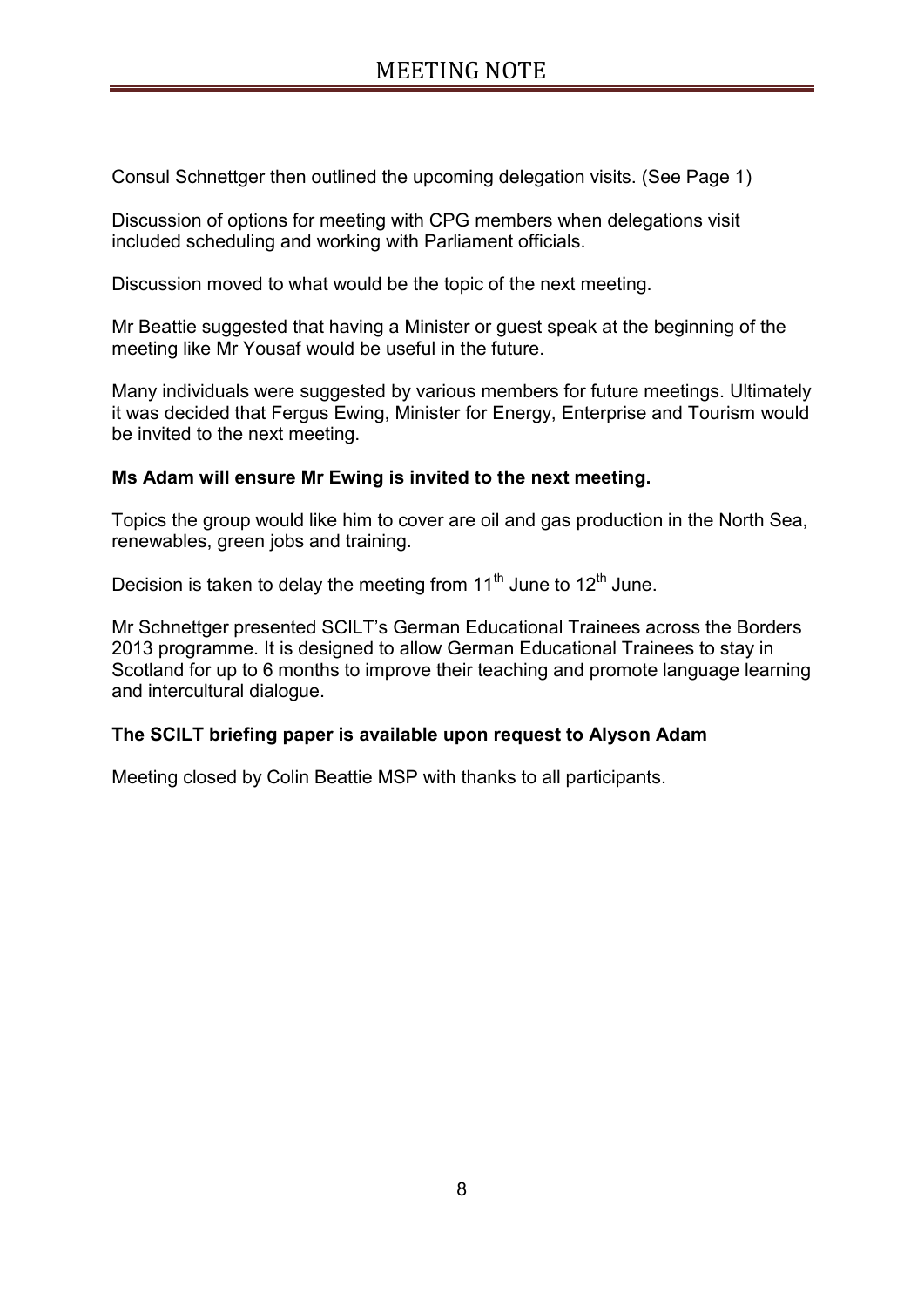Consul Schnettger then outlined the upcoming delegation visits. (See Page 1)

Discussion of options for meeting with CPG members when delegations visit included scheduling and working with Parliament officials.

Discussion moved to what would be the topic of the next meeting.

Mr Beattie suggested that having a Minister or guest speak at the beginning of the meeting like Mr Yousaf would be useful in the future.

Many individuals were suggested by various members for future meetings. Ultimately it was decided that Fergus Ewing, Minister for Energy, Enterprise and Tourism would be invited to the next meeting.

**Ms Adam will ensure Mr Ewing is invited to the next meeting.**

Topics the group would like him to cover are oil and gas production in the North Sea, renewables, green jobs and training.

Decision is taken to delay the meeting from 11th June to 12th June.

Mr Schnettger presented SCILT's German Educational Trainees across the Borders 2013 programme. It is designed to allow German Educational Trainees to stay in Scotland for up to 6 months to improve their teaching and promote language learning and intercultural dialogue.

**The SCILT briefing paper is available upon request to Alyson Adam**

Meeting closed by Colin Beattie MSP with thanks to all participants.